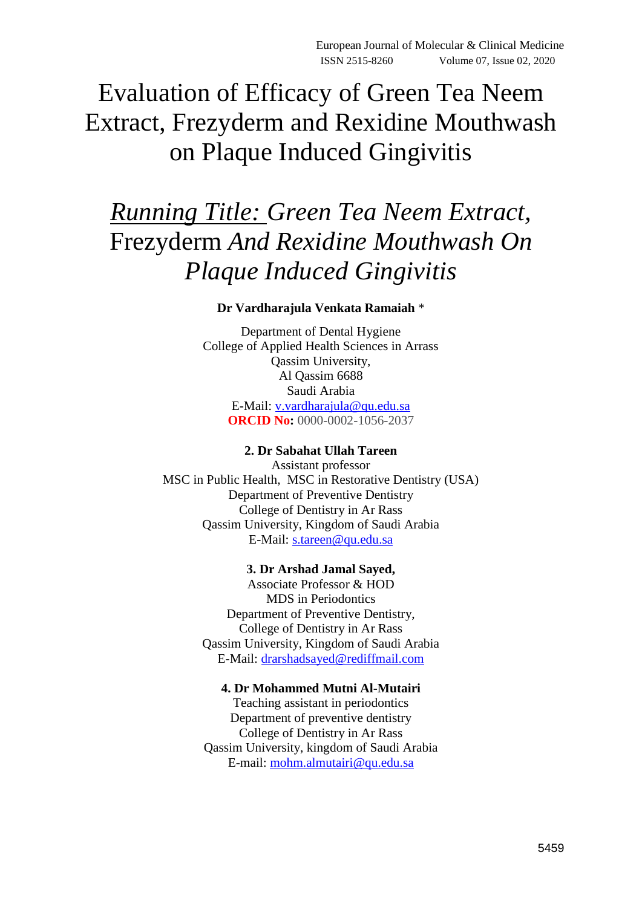# Evaluation of Efficacy of Green Tea Neem Extract, Frezyderm and Rexidine Mouthwash on Plaque Induced Gingivitis

## *Running Title: Green Tea Neem Extract,* Frezyderm *And Rexidine Mouthwash On Plaque Induced Gingivitis*

**Dr Vardharajula Venkata Ramaiah** *

Department of Dental Hygiene
College of Applied Health Sciences in Arrass
Qassim University,
Al Qassim 6688
Saudi Arabia
E-Mail: v.vardharajula@qu.edu.sa
**ORCID No:** 0000-0002-1056-2037

**2. Dr Sabahat Ullah Tareen**
Assistant professor
MSC in Public Health, MSC in Restorative Dentistry (USA)
Department of Preventive Dentistry
College of Dentistry in Ar Rass
Qassim University, Kingdom of Saudi Arabia
E-Mail: s.tareen@qu.edu.sa

**3. Dr Arshad Jamal Sayed,**
Associate Professor & HOD
MDS in Periodontics
Department of Preventive Dentistry,
College of Dentistry in Ar Rass
Qassim University, Kingdom of Saudi Arabia
E-Mail: drarshadsayed@rediffmail.com

**4. Dr Mohammed Mutni Al-Mutairi**
Teaching assistant in periodontics
Department of preventive dentistry
College of Dentistry in Ar Rass
Qassim University, kingdom of Saudi Arabia
E-mail: mohm.almutairi@qu.edu.sa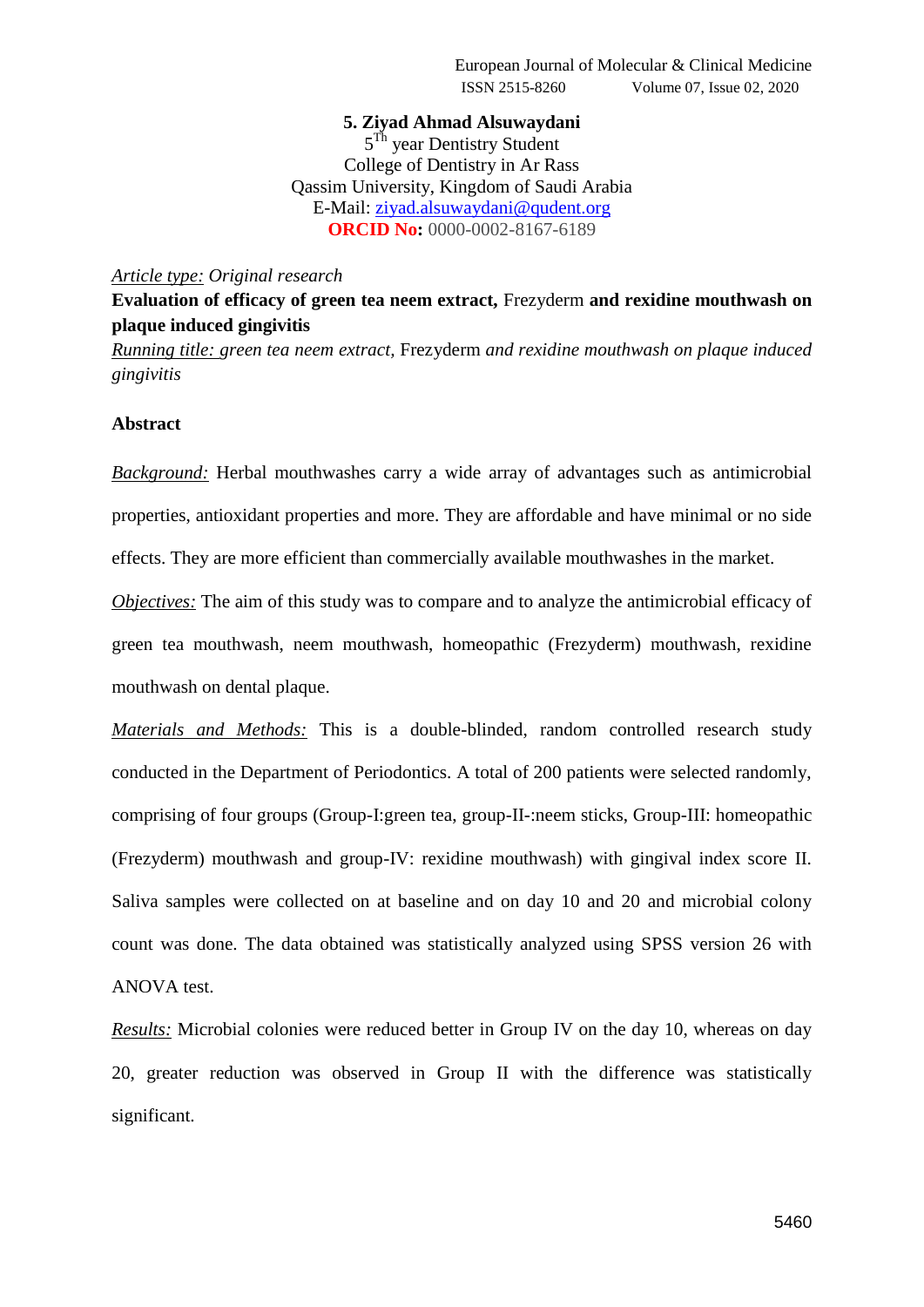**5. Ziyad Ahmad Alsuwaydani**
5[Th] year Dentistry Student
College of Dentistry in Ar Rass
Qassim University, Kingdom of Saudi Arabia
E-Mail: ziyad.alsuwaydani@qudent.org
**ORCID No:** 0000-0002-8167-6189

*Article type: Original research*

**Evaluation of efficacy of green tea neem extract,** Frezyderm **and rexidine mouthwash on plaque induced gingivitis**

*Running title: green tea neem extract,* Frezyderm *and rexidine mouthwash on plaque induced gingivitis*

## Abstract

*Background:* Herbal mouthwashes carry a wide array of advantages such as antimicrobial properties, antioxidant properties and more. They are affordable and have minimal or no side effects. They are more efficient than commercially available mouthwashes in the market.

*Objectives:* The aim of this study was to compare and to analyze the antimicrobial efficacy of green tea mouthwash, neem mouthwash, homeopathic (Frezyderm) mouthwash, rexidine mouthwash on dental plaque.

*Materials and Methods:* This is a double-blinded, random controlled research study conducted in the Department of Periodontics. A total of 200 patients were selected randomly, comprising of four groups (Group-I:green tea, group-II-:neem sticks, Group-III: homeopathic (Frezyderm) mouthwash and group-IV: rexidine mouthwash) with gingival index score II. Saliva samples were collected on at baseline and on day 10 and 20 and microbial colony count was done. The data obtained was statistically analyzed using SPSS version 26 with ANOVA test.

*Results:* Microbial colonies were reduced better in Group IV on the day 10, whereas on day 20, greater reduction was observed in Group II with the difference was statistically significant.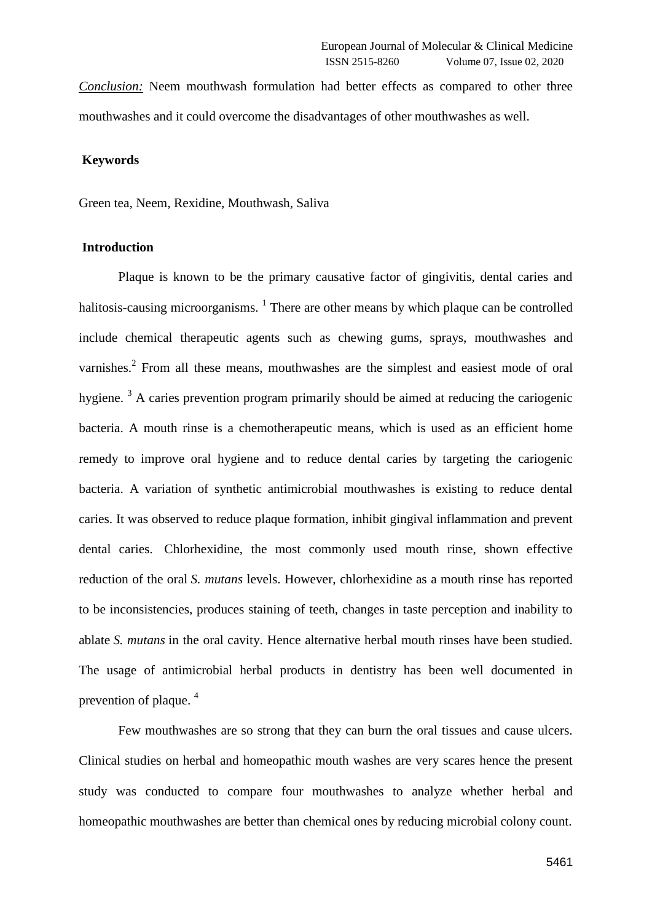*Conclusion:* Neem mouthwash formulation had better effects as compared to other three mouthwashes and it could overcome the disadvantages of other mouthwashes as well.

**Keywords**

Green tea, Neem, Rexidine, Mouthwash, Saliva

**Introduction**

Plaque is known to be the primary causative factor of gingivitis, dental caries and halitosis-causing microorganisms. [1] There are other means by which plaque can be controlled include chemical therapeutic agents such as chewing gums, sprays, mouthwashes and varnishes.[2] From all these means, mouthwashes are the simplest and easiest mode of oral hygiene. [3] A caries prevention program primarily should be aimed at reducing the cariogenic bacteria. A mouth rinse is a chemotherapeutic means, which is used as an efficient home remedy to improve oral hygiene and to reduce dental caries by targeting the cariogenic bacteria. A variation of synthetic antimicrobial mouthwashes is existing to reduce dental caries. It was observed to reduce plaque formation, inhibit gingival inflammation and prevent dental caries. Chlorhexidine, the most commonly used mouth rinse, shown effective reduction of the oral *S. mutans* levels. However, chlorhexidine as a mouth rinse has reported to be inconsistencies, produces staining of teeth, changes in taste perception and inability to ablate *S. mutans* in the oral cavity. Hence alternative herbal mouth rinses have been studied. The usage of antimicrobial herbal products in dentistry has been well documented in prevention of plaque. [4]

Few mouthwashes are so strong that they can burn the oral tissues and cause ulcers. Clinical studies on herbal and homeopathic mouth washes are very scares hence the present study was conducted to compare four mouthwashes to analyze whether herbal and homeopathic mouthwashes are better than chemical ones by reducing microbial colony count.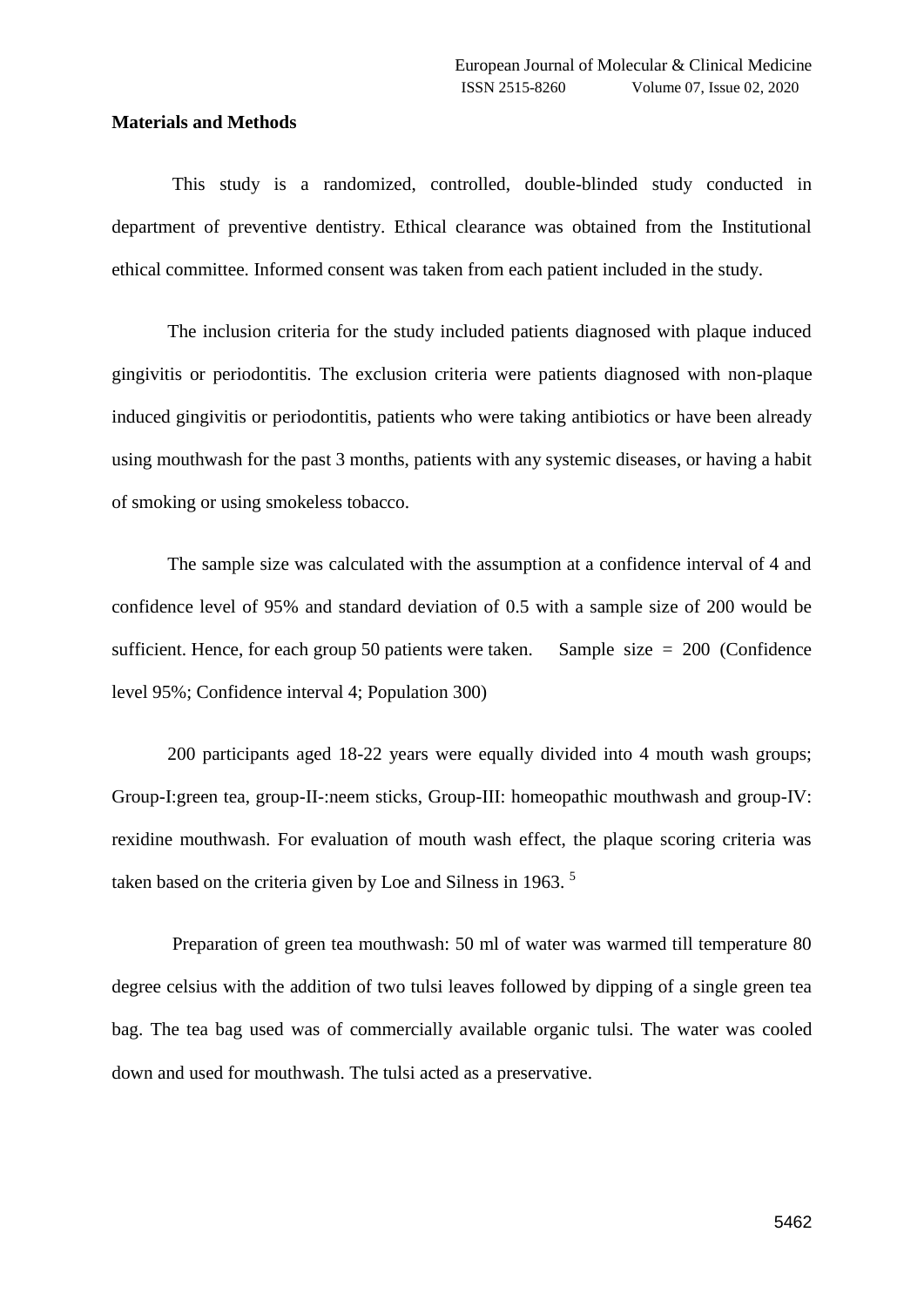**Materials and Methods**

This study is a randomized, controlled, double-blinded study conducted in department of preventive dentistry. Ethical clearance was obtained from the Institutional ethical committee. Informed consent was taken from each patient included in the study.

The inclusion criteria for the study included patients diagnosed with plaque induced gingivitis or periodontitis. The exclusion criteria were patients diagnosed with non-plaque induced gingivitis or periodontitis, patients who were taking antibiotics or have been already using mouthwash for the past 3 months, patients with any systemic diseases, or having a habit of smoking or using smokeless tobacco.

The sample size was calculated with the assumption at a confidence interval of 4 and confidence level of 95% and standard deviation of 0.5 with a sample size of 200 would be sufficient. Hence, for each group 50 patients were taken. Sample size = 200 (Confidence level 95%; Confidence interval 4; Population 300)

200 participants aged 18-22 years were equally divided into 4 mouth wash groups; Group-I:green tea, group-II-:neem sticks, Group-III: homeopathic mouthwash and group-IV: rexidine mouthwash. For evaluation of mouth wash effect, the plaque scoring criteria was taken based on the criteria given by Loe and Silness in 1963. [5]

Preparation of green tea mouthwash: 50 ml of water was warmed till temperature 80 degree celsius with the addition of two tulsi leaves followed by dipping of a single green tea bag. The tea bag used was of commercially available organic tulsi. The water was cooled down and used for mouthwash. The tulsi acted as a preservative.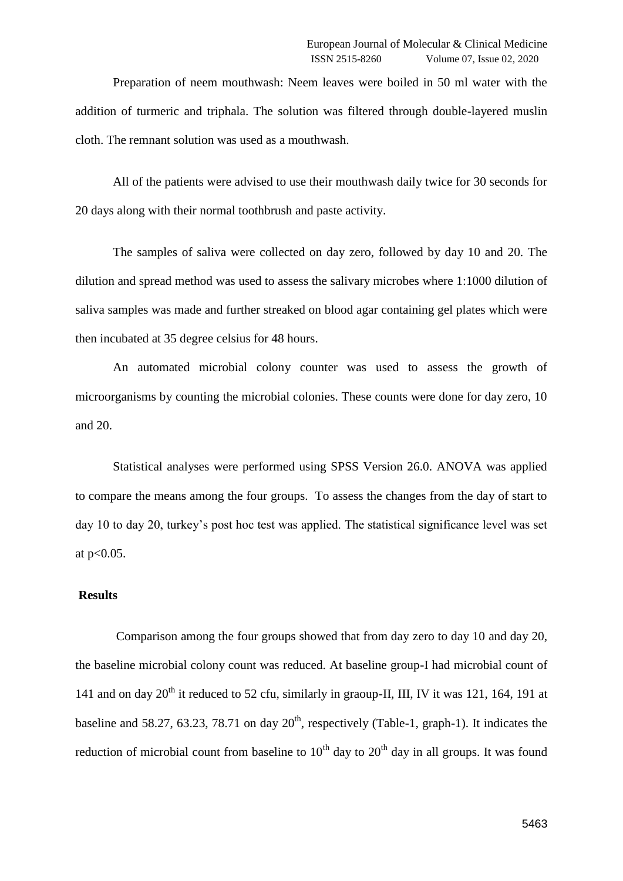Preparation of neem mouthwash: Neem leaves were boiled in 50 ml water with the addition of turmeric and triphala. The solution was filtered through double-layered muslin cloth. The remnant solution was used as a mouthwash.

All of the patients were advised to use their mouthwash daily twice for 30 seconds for 20 days along with their normal toothbrush and paste activity.

The samples of saliva were collected on day zero, followed by day 10 and 20. The dilution and spread method was used to assess the salivary microbes where 1:1000 dilution of saliva samples was made and further streaked on blood agar containing gel plates which were then incubated at 35 degree celsius for 48 hours.

An automated microbial colony counter was used to assess the growth of microorganisms by counting the microbial colonies. These counts were done for day zero, 10 and 20.

Statistical analyses were performed using SPSS Version 26.0. ANOVA was applied to compare the means among the four groups. To assess the changes from the day of start to day 10 to day 20, turkey's post hoc test was applied. The statistical significance level was set at $p<0.05$.

## Results

Comparison among the four groups showed that from day zero to day 10 and day 20, the baseline microbial colony count was reduced. At baseline group-I had microbial count of 141 and on day 20$^{th}$ it reduced to 52 cfu, similarly in graoup-II, III, IV it was 121, 164, 191 at baseline and 58.27, 63.23, 78.71 on day 20$^{th}$, respectively (Table-1, graph-1). It indicates the reduction of microbial count from baseline to 10$^{th}$ day to 20$^{th}$ day in all groups. It was found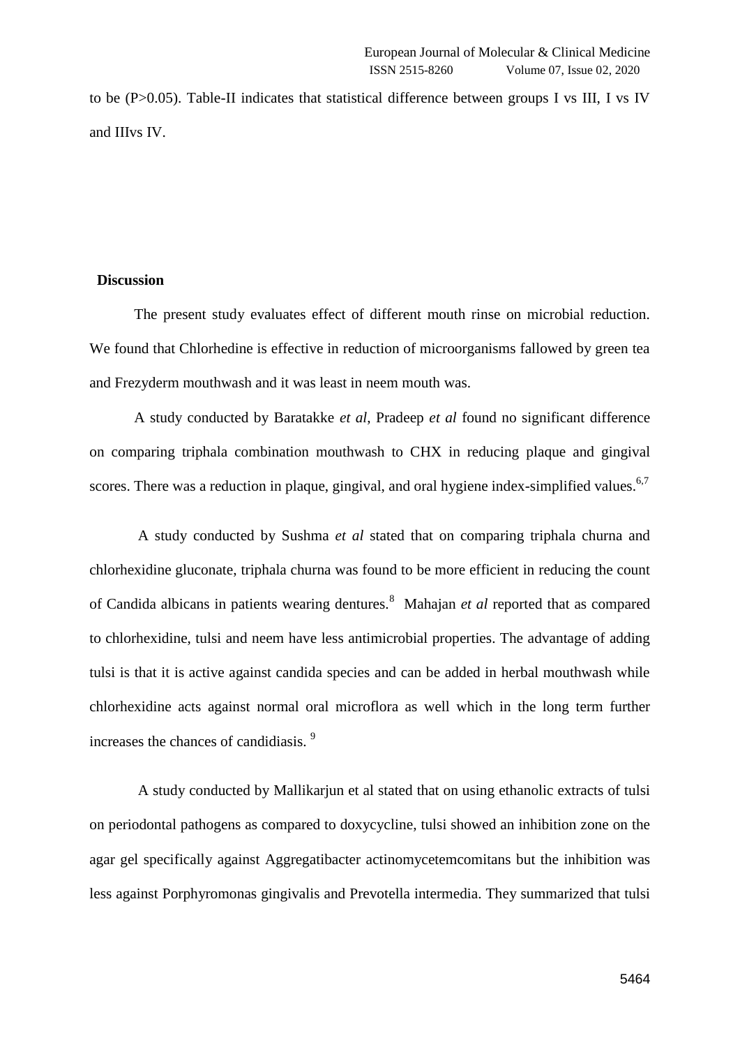to be (P>0.05). Table-II indicates that statistical difference between groups I vs III, I vs IV and IIIvs IV.

**Discussion**

The present study evaluates effect of different mouth rinse on microbial reduction. We found that Chlorhedine is effective in reduction of microorganisms fallowed by green tea and Frezyderm mouthwash and it was least in neem mouth was.

A study conducted by Baratakke *et al*, Pradeep *et al* found no significant difference on comparing triphala combination mouthwash to CHX in reducing plaque and gingival scores. There was a reduction in plaque, gingival, and oral hygiene index-simplified values.[6,7]

A study conducted by Sushma *et al* stated that on comparing triphala churna and chlorhexidine gluconate, triphala churna was found to be more efficient in reducing the count of Candida albicans in patients wearing dentures.[8] Mahajan *et al* reported that as compared to chlorhexidine, tulsi and neem have less antimicrobial properties. The advantage of adding tulsi is that it is active against candida species and can be added in herbal mouthwash while chlorhexidine acts against normal oral microflora as well which in the long term further increases the chances of candidiasis.[9]

A study conducted by Mallikarjun et al stated that on using ethanolic extracts of tulsi on periodontal pathogens as compared to doxycycline, tulsi showed an inhibition zone on the agar gel specifically against Aggregatibacter actinomycetemcomitans but the inhibition was less against Porphyromonas gingivalis and Prevotella intermedia. They summarized that tulsi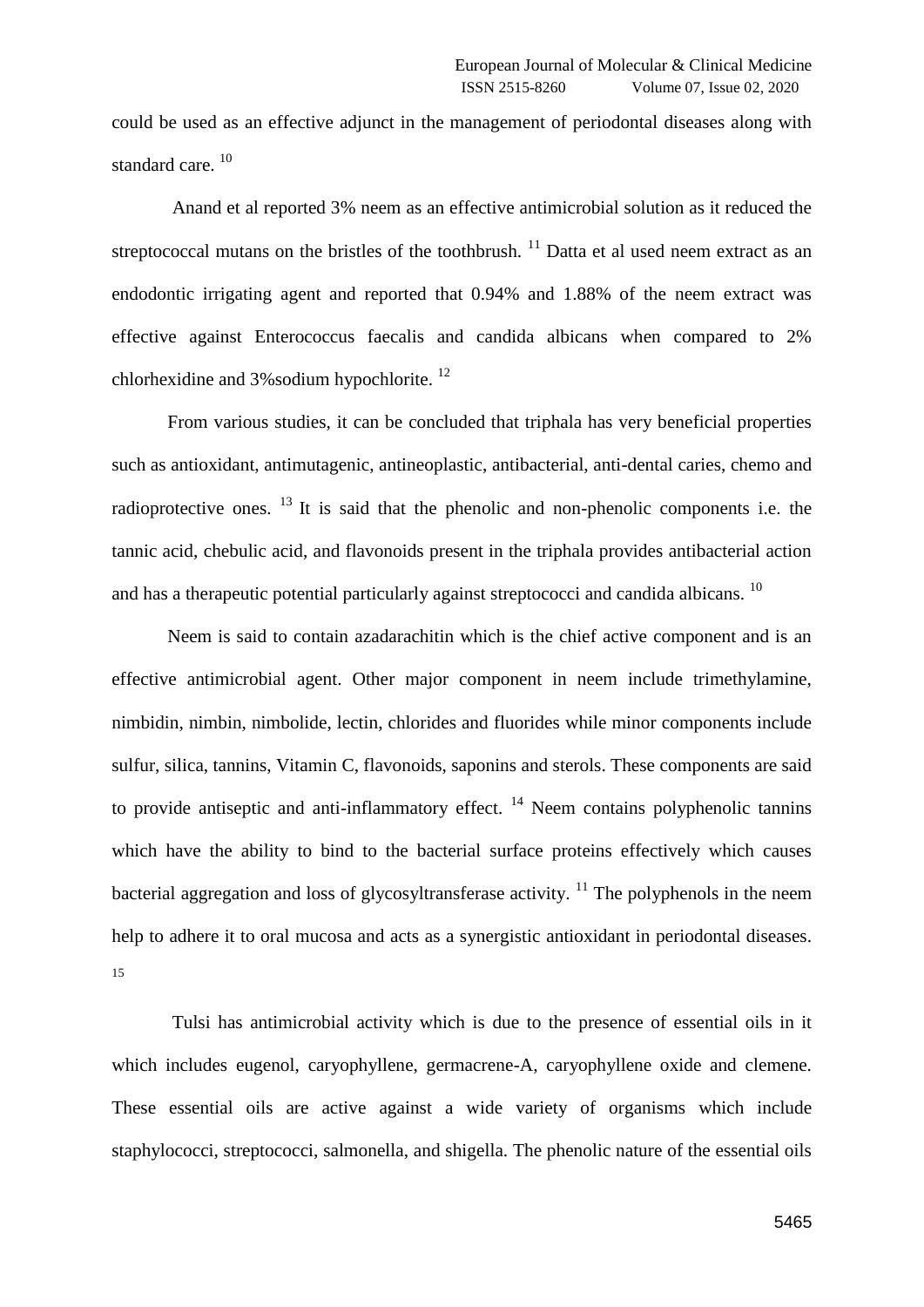could be used as an effective adjunct in the management of periodontal diseases along with standard care. [10]

Anand et al reported 3% neem as an effective antimicrobial solution as it reduced the streptococcal mutans on the bristles of the toothbrush. [11] Datta et al used neem extract as an endodontic irrigating agent and reported that 0.94% and 1.88% of the neem extract was effective against Enterococcus faecalis and candida albicans when compared to 2% chlorhexidine and 3%sodium hypochlorite. [12]

From various studies, it can be concluded that triphala has very beneficial properties such as antioxidant, antimutagenic, antineoplastic, antibacterial, anti-dental caries, chemo and radioprotective ones. [13] It is said that the phenolic and non-phenolic components i.e. the tannic acid, chebulic acid, and flavonoids present in the triphala provides antibacterial action and has a therapeutic potential particularly against streptococci and candida albicans. [10]

Neem is said to contain azadarachitin which is the chief active component and is an effective antimicrobial agent. Other major component in neem include trimethylamine, nimbidin, nimbin, nimbolide, lectin, chlorides and fluorides while minor components include sulfur, silica, tannins, Vitamin C, flavonoids, saponins and sterols. These components are said to provide antiseptic and anti-inflammatory effect. [14] Neem contains polyphenolic tannins which have the ability to bind to the bacterial surface proteins effectively which causes bacterial aggregation and loss of glycosyltransferase activity. [11] The polyphenols in the neem help to adhere it to oral mucosa and acts as a synergistic antioxidant in periodontal diseases. [15]

Tulsi has antimicrobial activity which is due to the presence of essential oils in it which includes eugenol, caryophyllene, germacrene-A, caryophyllene oxide and clemene. These essential oils are active against a wide variety of organisms which include staphylococci, streptococci, salmonella, and shigella. The phenolic nature of the essential oils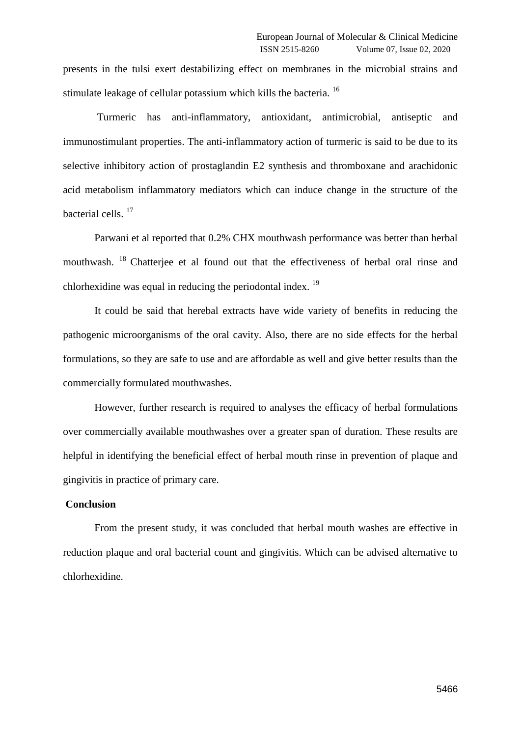presents in the tulsi exert destabilizing effect on membranes in the microbial strains and stimulate leakage of cellular potassium which kills the bacteria. [16]

Turmeric has anti-inflammatory, antioxidant, antimicrobial, antiseptic and immunostimulant properties. The anti-inflammatory action of turmeric is said to be due to its selective inhibitory action of prostaglandin E2 synthesis and thromboxane and arachidonic acid metabolism inflammatory mediators which can induce change in the structure of the bacterial cells. [17]

Parwani et al reported that 0.2% CHX mouthwash performance was better than herbal mouthwash. [18] Chatterjee et al found out that the effectiveness of herbal oral rinse and chlorhexidine was equal in reducing the periodontal index. [19]

It could be said that herebal extracts have wide variety of benefits in reducing the pathogenic microorganisms of the oral cavity. Also, there are no side effects for the herbal formulations, so they are safe to use and are affordable as well and give better results than the commercially formulated mouthwashes.

However, further research is required to analyses the efficacy of herbal formulations over commercially available mouthwashes over a greater span of duration. These results are helpful in identifying the beneficial effect of herbal mouth rinse in prevention of plaque and gingivitis in practice of primary care.

## Conclusion

From the present study, it was concluded that herbal mouth washes are effective in reduction plaque and oral bacterial count and gingivitis. Which can be advised alternative to chlorhexidine.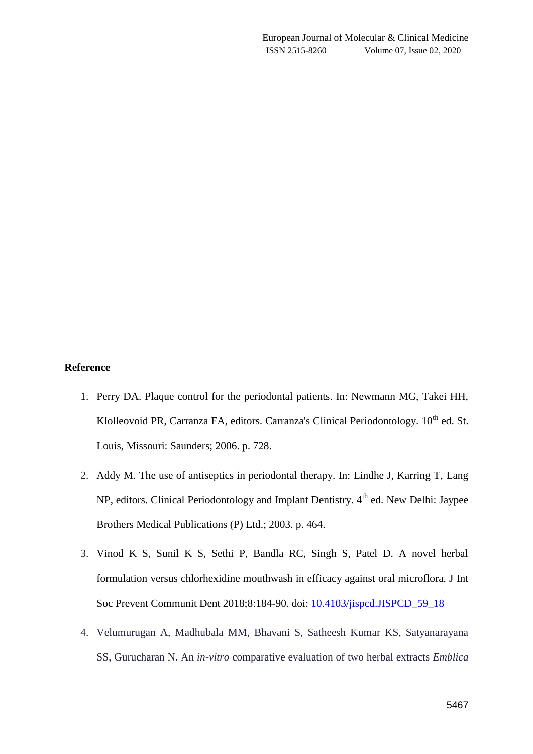**Reference**

1. Perry DA. Plaque control for the periodontal patients. In: Newmann MG, Takei HH, Klolleovoid PR, Carranza FA, editors. Carranza's Clinical Periodontology. 10th ed. St. Louis, Missouri: Saunders; 2006. p. 728.
2. Addy M. The use of antiseptics in periodontal therapy. In: Lindhe J, Karring T, Lang NP, editors. Clinical Periodontology and Implant Dentistry. 4th ed. New Delhi: Jaypee Brothers Medical Publications (P) Ltd.; 2003. p. 464.
3. Vinod K S, Sunil K S, Sethi P, Bandla RC, Singh S, Patel D. A novel herbal formulation versus chlorhexidine mouthwash in efficacy against oral microflora. J Int Soc Prevent Communit Dent 2018;8:184-90. doi: [10.4103/jispcd.JISPCD_59_18](10.4103/jispcd.JISPCD_59_18)
4. Velumurugan A, Madhubala MM, Bhavani S, Satheesh Kumar KS, Satyanarayana SS, Gurucharan N. An *in-vitro* comparative evaluation of two herbal extracts *Emblica*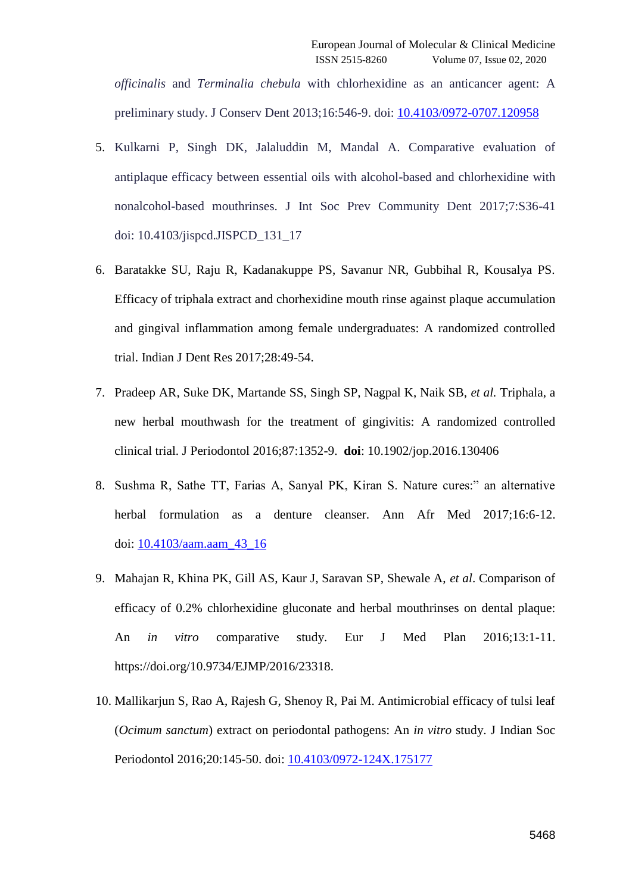*officinalis* and *Terminalia chebula* with chlorhexidine as an anticancer agent: A preliminary study. J Conserv Dent 2013;16:546-9. doi: 10.4103/0972-0707.120958

5. Kulkarni P, Singh DK, Jalaluddin M, Mandal A. Comparative evaluation of antiplaque efficacy between essential oils with alcohol-based and chlorhexidine with nonalcohol-based mouthrinses. J Int Soc Prev Community Dent 2017;7:S36-41 doi: 10.4103/jispcd.JISPCD_131_17
6. Baratakke SU, Raju R, Kadanakuppe PS, Savanur NR, Gubbihal R, Kousalya PS. Efficacy of triphala extract and chorhexidine mouth rinse against plaque accumulation and gingival inflammation among female undergraduates: A randomized controlled trial. Indian J Dent Res 2017;28:49-54.
7. Pradeep AR, Suke DK, Martande SS, Singh SP, Nagpal K, Naik SB, *et al.* Triphala, a new herbal mouthwash for the treatment of gingivitis: A randomized controlled clinical trial. J Periodontol 2016;87:1352-9. **doi**: 10.1902/jop.2016.130406
8. Sushma R, Sathe TT, Farias A, Sanyal PK, Kiran S. Nature cures:" an alternative herbal formulation as a denture cleanser. Ann Afr Med 2017;16:6-12. doi: 10.4103/aam.aam_43_16
9. Mahajan R, Khina PK, Gill AS, Kaur J, Saravan SP, Shewale A, *et al*. Comparison of efficacy of 0.2% chlorhexidine gluconate and herbal mouthrinses on dental plaque: An *in vitro* comparative study. Eur J Med Plan 2016;13:1-11. https://doi.org/10.9734/EJMP/2016/23318.
10. Mallikarjun S, Rao A, Rajesh G, Shenoy R, Pai M. Antimicrobial efficacy of tulsi leaf (*Ocimum sanctum*) extract on periodontal pathogens: An *in vitro* study. J Indian Soc Periodontol 2016;20:145-50. doi: 10.4103/0972-124X.175177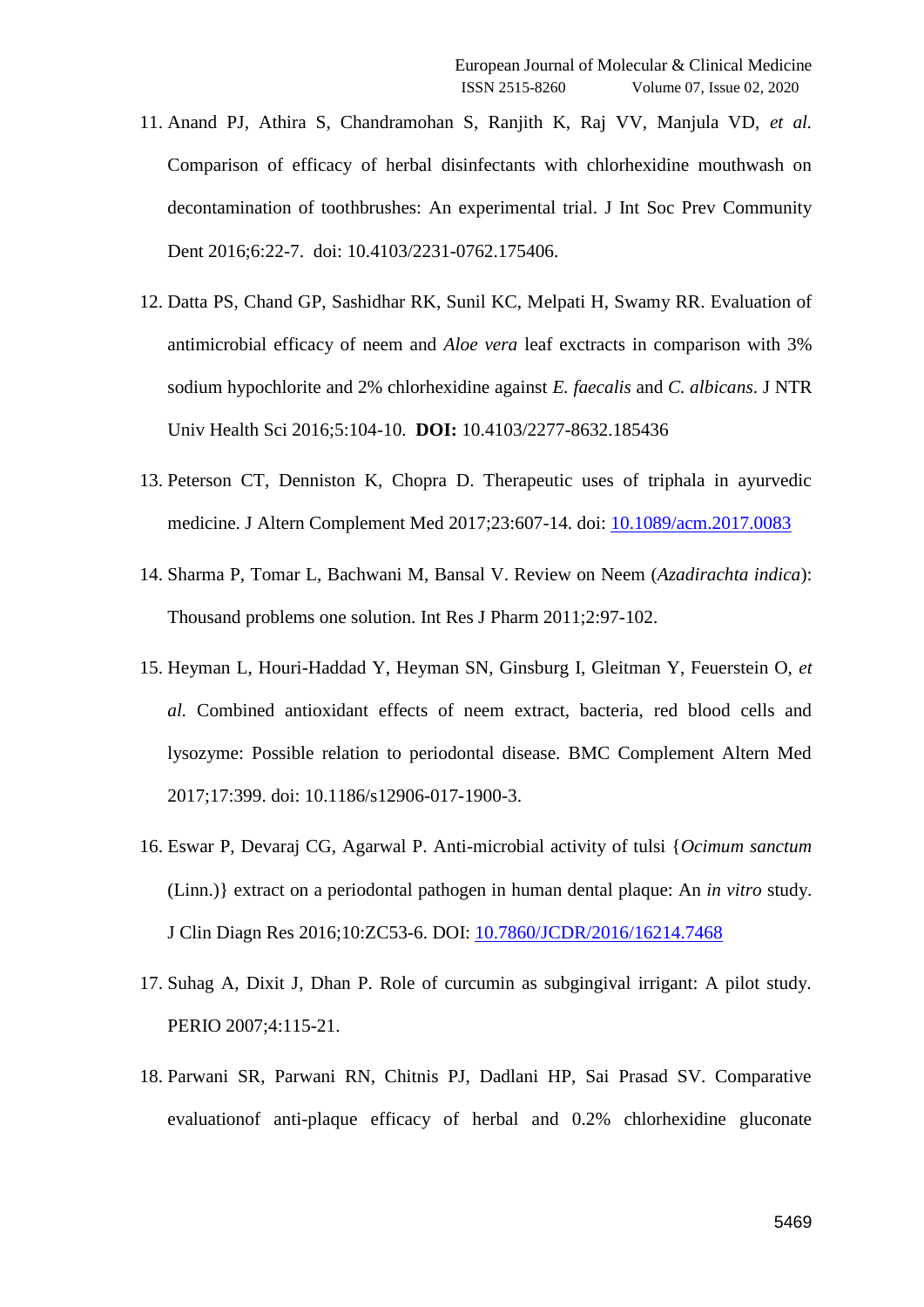11. Anand PJ, Athira S, Chandramohan S, Ranjith K, Raj VV, Manjula VD, *et al.* Comparison of efficacy of herbal disinfectants with chlorhexidine mouthwash on decontamination of toothbrushes: An experimental trial. J Int Soc Prev Community Dent 2016;6:22-7. doi: 10.4103/2231-0762.175406.

12. Datta PS, Chand GP, Sashidhar RK, Sunil KC, Melpati H, Swamy RR. Evaluation of antimicrobial efficacy of neem and *Aloe vera* leaf exctracts in comparison with 3% sodium hypochlorite and 2% chlorhexidine against *E. faecalis* and *C. albicans*. J NTR Univ Health Sci 2016;5:104-10. **DOI:** 10.4103/2277-8632.185436

13. Peterson CT, Denniston K, Chopra D. Therapeutic uses of triphala in ayurvedic medicine. J Altern Complement Med 2017;23:607-14. doi: 10.1089/acm.2017.0083

14. Sharma P, Tomar L, Bachwani M, Bansal V. Review on Neem (*Azadirachta indica*): Thousand problems one solution. Int Res J Pharm 2011;2:97-102.

15. Heyman L, Houri-Haddad Y, Heyman SN, Ginsburg I, Gleitman Y, Feuerstein O, *et al.* Combined antioxidant effects of neem extract, bacteria, red blood cells and lysozyme: Possible relation to periodontal disease. BMC Complement Altern Med 2017;17:399. doi: 10.1186/s12906-017-1900-3.

16. Eswar P, Devaraj CG, Agarwal P. Anti-microbial activity of tulsi {*Ocimum sanctum* (Linn.)} extract on a periodontal pathogen in human dental plaque: An *in vitro* study. J Clin Diagn Res 2016;10:ZC53-6. DOI: 10.7860/JCDR/2016/16214.7468

17. Suhag A, Dixit J, Dhan P. Role of curcumin as subgingival irrigant: A pilot study. PERIO 2007;4:115-21.

18. Parwani SR, Parwani RN, Chitnis PJ, Dadlani HP, Sai Prasad SV. Comparative evaluationof anti-plaque efficacy of herbal and 0.2% chlorhexidine gluconate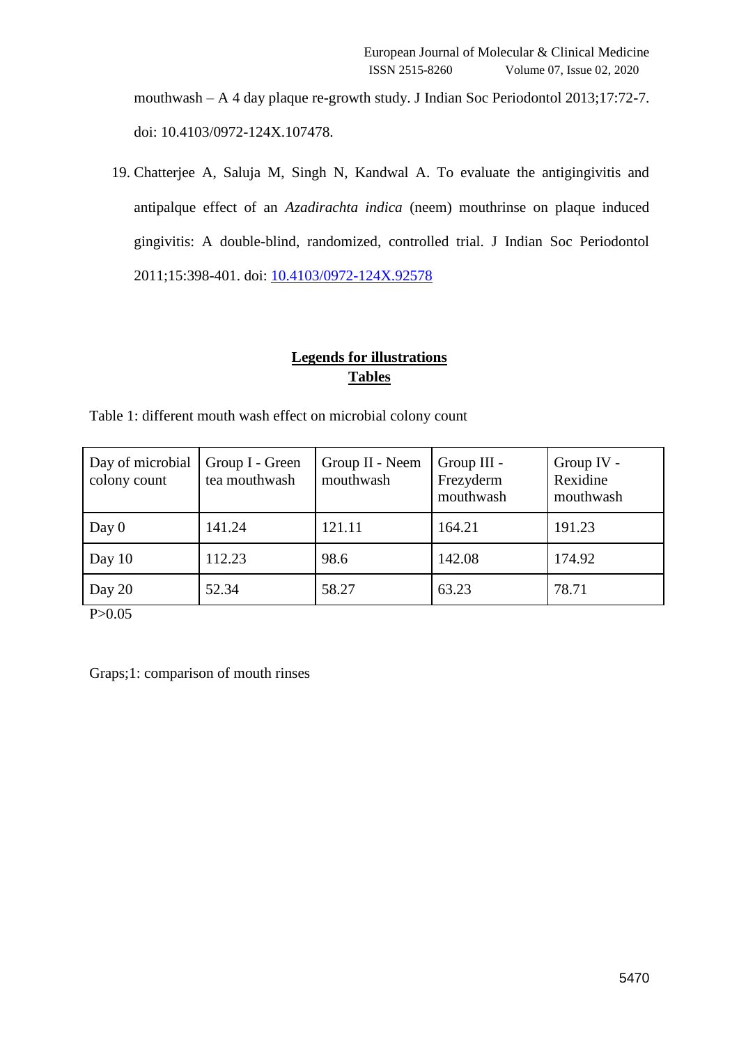mouthwash – A 4 day plaque re-growth study. J Indian Soc Periodontol 2013;17:72-7. doi: 10.4103/0972-124X.107478.

19. Chatterjee A, Saluja M, Singh N, Kandwal A. To evaluate the antigingivitis and antipalque effect of an *Azadirachta indica* (neem) mouthrinse on plaque induced gingivitis: A double-blind, randomized, controlled trial. J Indian Soc Periodontol 2011;15:398-401. doi: [10.4103/0972-124X.92578](https://doi.org/10.4103/0972-124X.92578)

## Legends for illustrations

## Tables

Table 1: different mouth wash effect on microbial colony count

| Day of microbial colony count | Group I - Green tea mouthwash | Group II - Neem mouthwash | Group III - Frezyderm mouthwash | Group IV - Rexidine mouthwash |
|---|---|---|---|---|
| Day 0 | 141.24 | 121.11 | 164.21 | 191.23 |
| Day 10 | 112.23 | 98.6 | 142.08 | 174.92 |
| Day 20 | 52.34 | 58.27 | 63.23 | 78.71 |

P>0.05

Graps;1: comparison of mouth rinses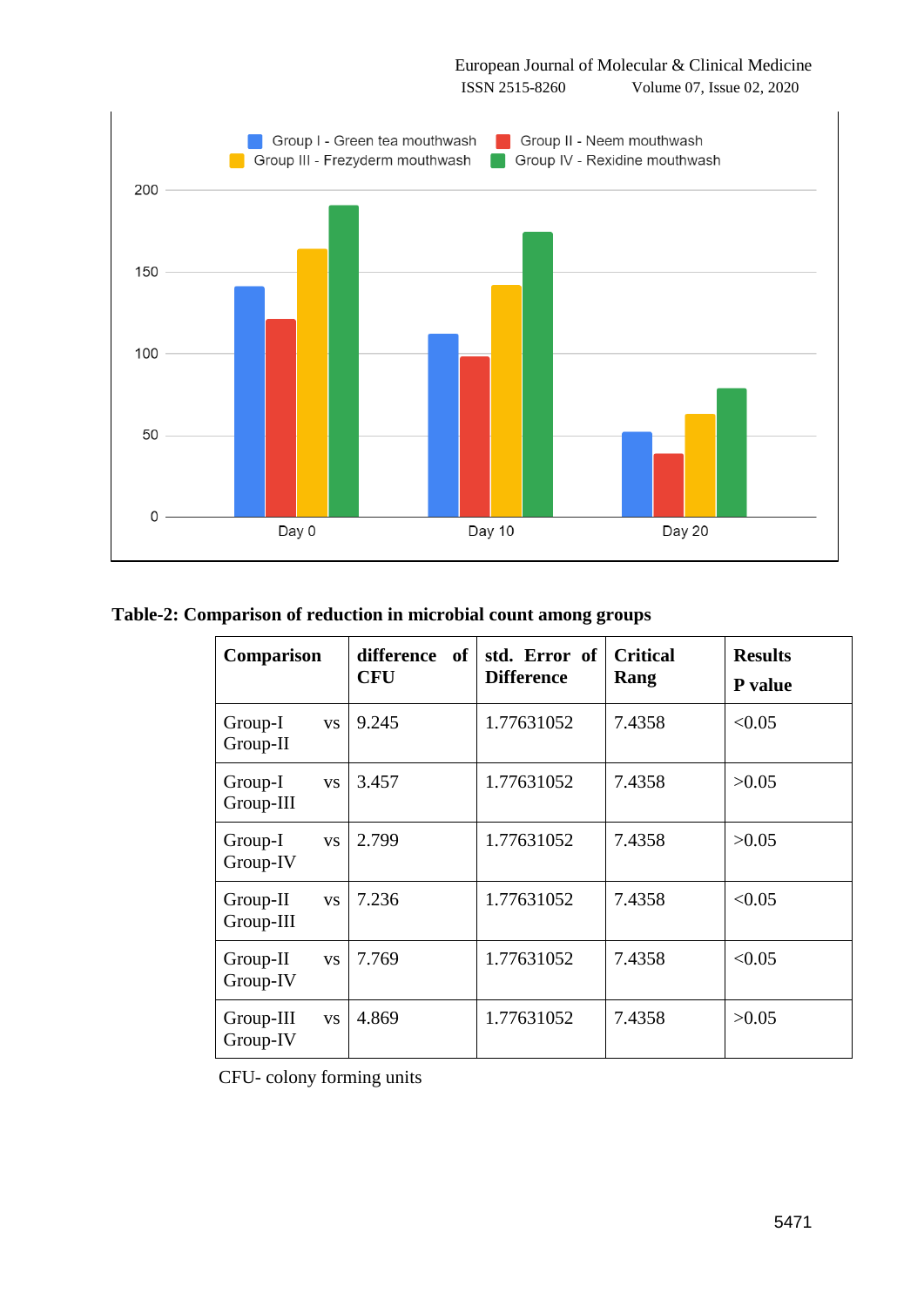Group I - Green tea mouthwash
Group II - Neem mouthwash
Group III - Frezyderm mouthwash
Group IV - Rexidine mouthwash

200
150
100
50
0

Day 0
Day 10
Day 20

**Table-2: Comparison of reduction in microbial count among groups**

| Comparison | difference of CFU | std. Error of Difference | Critical Rang | Results P value |
|---|---|---|---|---|
| Group-I vs Group-II | 9.245 | 1.77631052 | 7.4358 | <0.05 |
| Group-I vs Group-III | 3.457 | 1.77631052 | 7.4358 | >0.05 |
| Group-I vs Group-IV | 2.799 | 1.77631052 | 7.4358 | >0.05 |
| Group-II vs Group-III | 7.236 | 1.77631052 | 7.4358 | <0.05 |
| Group-II vs Group-IV | 7.769 | 1.77631052 | 7.4358 | <0.05 |
| Group-III vs Group-IV | 4.869 | 1.77631052 | 7.4358 | >0.05 |

CFU- colony forming units